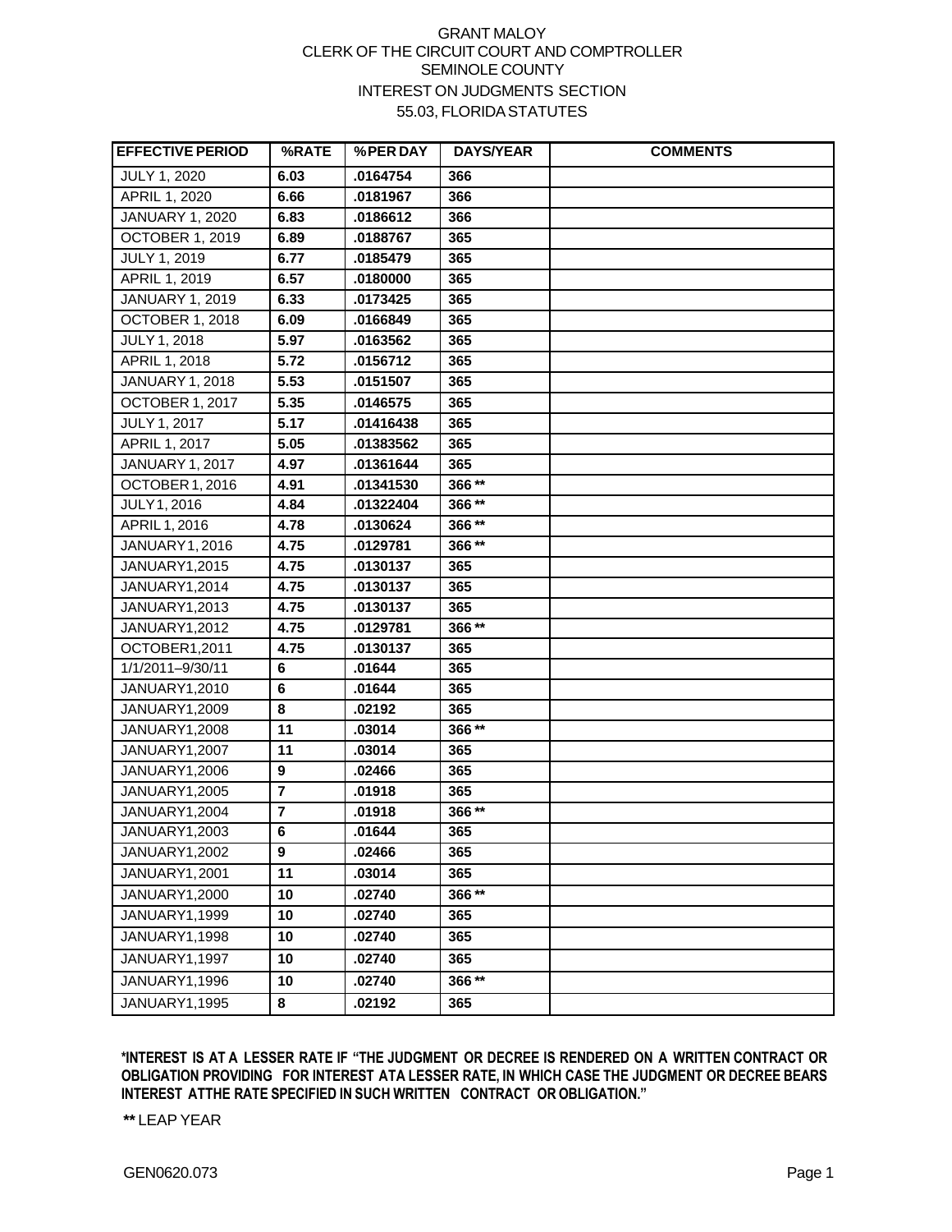GRANT MALOY
CLERK OF THE CIRCUIT COURT AND COMPTROLLER
SEMINOLE COUNTY
INTEREST ON JUDGMENTS SECTION
55.03, FLORIDA STATUTES

| EFFECTIVE PERIOD | %RATE | %PER DAY | DAYS/YEAR | COMMENTS |
|---|---|---|---|---|
| JULY 1, 2020 | **6.03** | **.0164754** | **366** | |
| APRIL 1, 2020 | **6.66** | **.0181967** | **366** | |
| JANUARY 1, 2020 | **6.83** | **.0186612** | **366** | |
| OCTOBER 1, 2019 | **6.89** | **.0188767** | **365** | |
| JULY 1, 2019 | **6.77** | **.0185479** | **365** | |
| APRIL 1, 2019 | **6.57** | **.0180000** | **365** | |
| JANUARY 1, 2019 | **6.33** | **.0173425** | **365** | |
| OCTOBER 1, 2018 | **6.09** | **.0166849** | **365** | |
| JULY 1, 2018 | **5.97** | **.0163562** | **365** | |
| APRIL 1, 2018 | **5.72** | **.0156712** | **365** | |
| JANUARY 1, 2018 | **5.53** | **.0151507** | **365** | |
| OCTOBER 1, 2017 | **5.35** | **.0146575** | **365** | |
| JULY 1, 2017 | **5.17** | **.01416438** | **365** | |
| APRIL 1, 2017 | **5.05** | **.01383562** | **365** | |
| JANUARY 1, 2017 | **4.97** | **.01361644** | **365** | |
| OCTOBER 1, 2016 | **4.91** | **.01341530** | **366 ** ** | |
| JULY 1, 2016 | **4.84** | **.01322404** | **366 ** ** | |
| APRIL 1, 2016 | **4.78** | **.0130624** | **366 ** ** | |
| JANUARY 1, 2016 | **4.75** | **.0129781** | **366 ** ** | |
| JANUARY1,2015 | **4.75** | **.0130137** | **365** | |
| JANUARY1,2014 | **4.75** | **.0130137** | **365** | |
| JANUARY1,2013 | **4.75** | **.0130137** | **365** | |
| JANUARY1,2012 | **4.75** | **.0129781** | **366 ** ** | |
| OCTOBER1,2011 | **4.75** | **.0130137** | **365** | |
| 1/1/2011–9/30/11 | **6** | **.01644** | **365** | |
| JANUARY1,2010 | **6** | **.01644** | **365** | |
| JANUARY1,2009 | **8** | **.02192** | **365** | |
| JANUARY1,2008 | **11** | **.03014** | **366 ** ** | |
| JANUARY1,2007 | **11** | **.03014** | **365** | |
| JANUARY1,2006 | **9** | **.02466** | **365** | |
| JANUARY1,2005 | **7** | **.01918** | **365** | |
| JANUARY1,2004 | **7** | **.01918** | **366 ** ** | |
| JANUARY1,2003 | **6** | **.01644** | **365** | |
| JANUARY1,2002 | **9** | **.02466** | **365** | |
| JANUARY1,2001 | **11** | **.03014** | **365** | |
| JANUARY1,2000 | **10** | **.02740** | **366 ** ** | |
| JANUARY1,1999 | **10** | **.02740** | **365** | |
| JANUARY1,1998 | **10** | **.02740** | **365** | |
| JANUARY1,1997 | **10** | **.02740** | **365** | |
| JANUARY1,1996 | **10** | **.02740** | **366 ** ** | |
| JANUARY1,1995 | **8** | **.02192** | **365** | |

**\*INTEREST IS AT A LESSER RATE IF "THE JUDGMENT OR DECREE IS RENDERED ON A WRITTEN CONTRACT OR OBLIGATION PROVIDING FOR INTEREST AT A LESSER RATE, IN WHICH CASE THE JUDGMENT OR DECREE BEARS INTEREST AT THE RATE SPECIFIED IN SUCH WRITTEN CONTRACT OR OBLIGATION."**

**\*\*** LEAP YEAR

GEN0620.073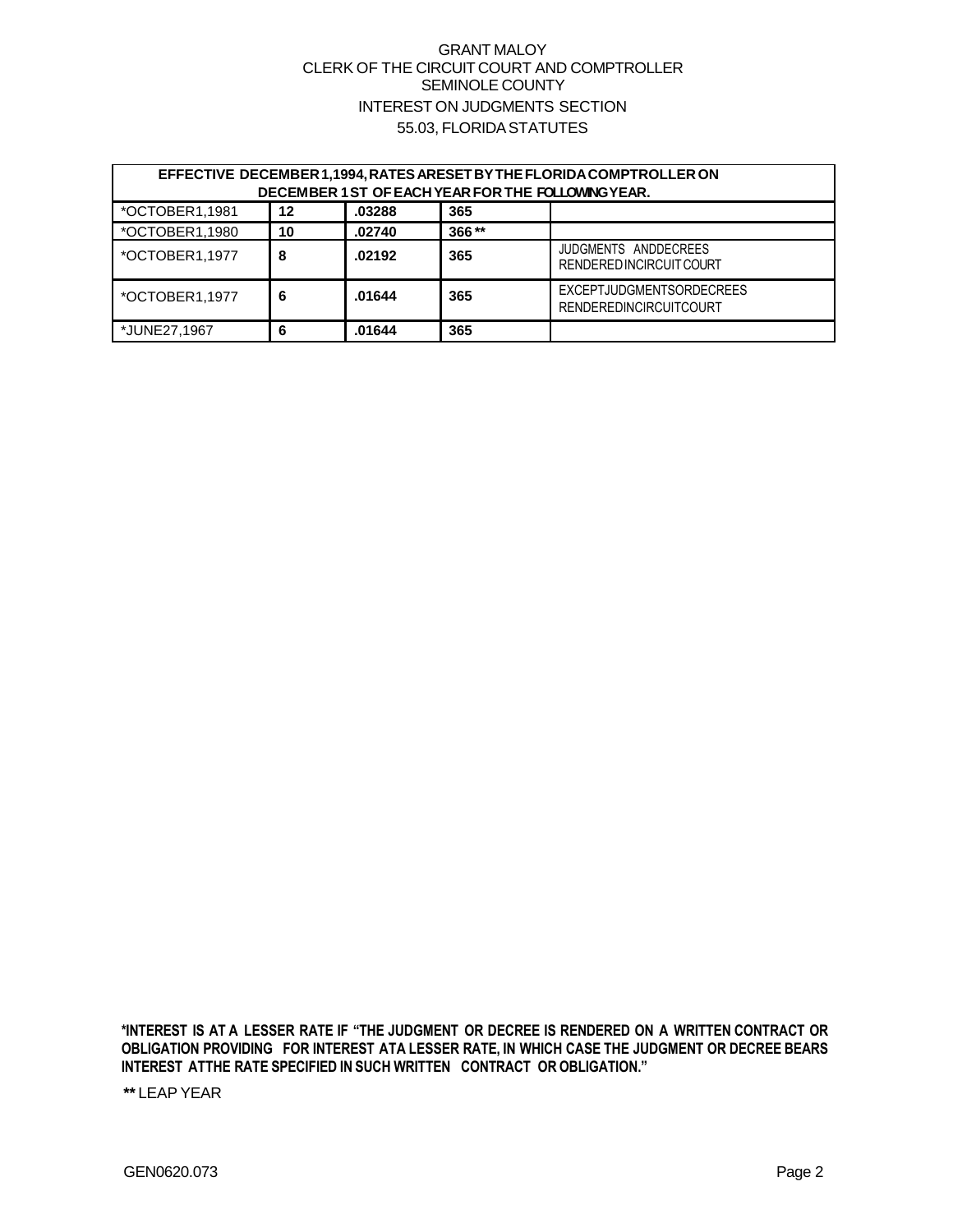GRANT MALOY
CLERK OF THE CIRCUIT COURT AND COMPTROLLER
SEMINOLE COUNTY
INTEREST ON JUDGMENTS SECTION
55.03, FLORIDA STATUTES

| EFFECTIVE DECEMBER 1,1994, RATES ARE SET BY THE FLORIDA COMPTROLLER ON DECEMBER 1ST OF EACH YEAR FOR THE FOLLOWING YEAR. | | | | |
|---|---|---|---|---|
| *OCTOBER1,1981 | 12 | .03288 | 365 | |
| *OCTOBER1,1980 | 10 | .02740 | 366 ** | |
| *OCTOBER1,1977 | 8 | .02192 | 365 | JUDGMENTS ANDDECREES RENDERED INCIRCUIT COURT |
| *OCTOBER1,1977 | 6 | .01644 | 365 | EXCEPTJUDGMENTSORDECREES RENDEREDINCIRCUITCOURT |
| *JUNE27,1967 | 6 | .01644 | 365 | |

**\*INTEREST IS AT A LESSER RATE IF "THE JUDGMENT OR DECREE IS RENDERED ON A WRITTEN CONTRACT OR OBLIGATION PROVIDING FOR INTEREST AT A LESSER RATE, IN WHICH CASE THE JUDGMENT OR DECREE BEARS INTEREST AT THE RATE SPECIFIED IN SUCH WRITTEN CONTRACT OR OBLIGATION."**

**\*\*** LEAP YEAR

GEN0620.073